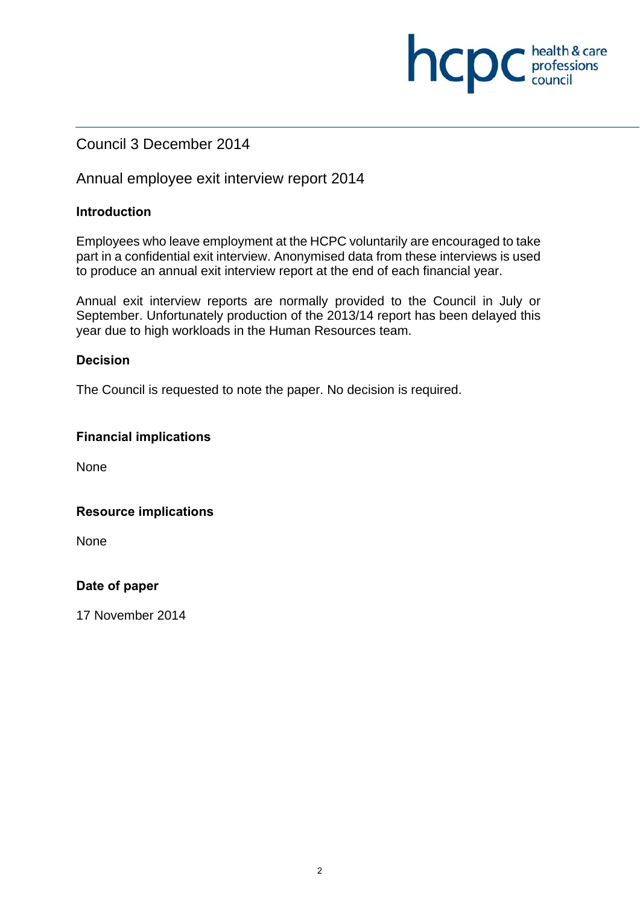Council 3 December 2014

# Annual employee exit interview report 2014

## Introduction

Employees who leave employment at the HCPC voluntarily are encouraged to take part in a confidential exit interview. Anonymised data from these interviews is used to produce an annual exit interview report at the end of each financial year.

Annual exit interview reports are normally provided to the Council in July or September. Unfortunately production of the 2013/14 report has been delayed this year due to high workloads in the Human Resources team.

## Decision

The Council is requested to note the paper. No decision is required.

## Financial implications

None

## Resource implications

None

## Date of paper

17 November 2014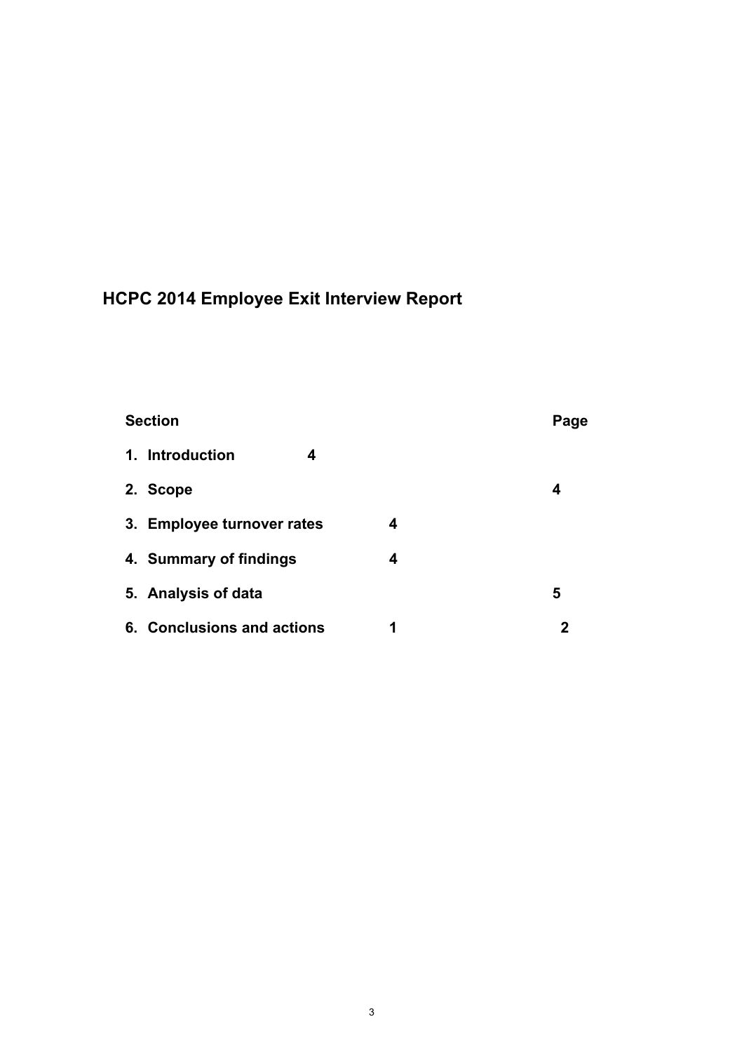# HCPC 2014 Employee Exit Interview Report

| Section | Page |
| --- | --- |
| 1. Introduction | 4 |
| 2. Scope | 4 |
| 3. Employee turnover rates | 4 |
| 4. Summary of findings | 4 |
| 5. Analysis of data | 5 |
| 6. Conclusions and actions | 12 |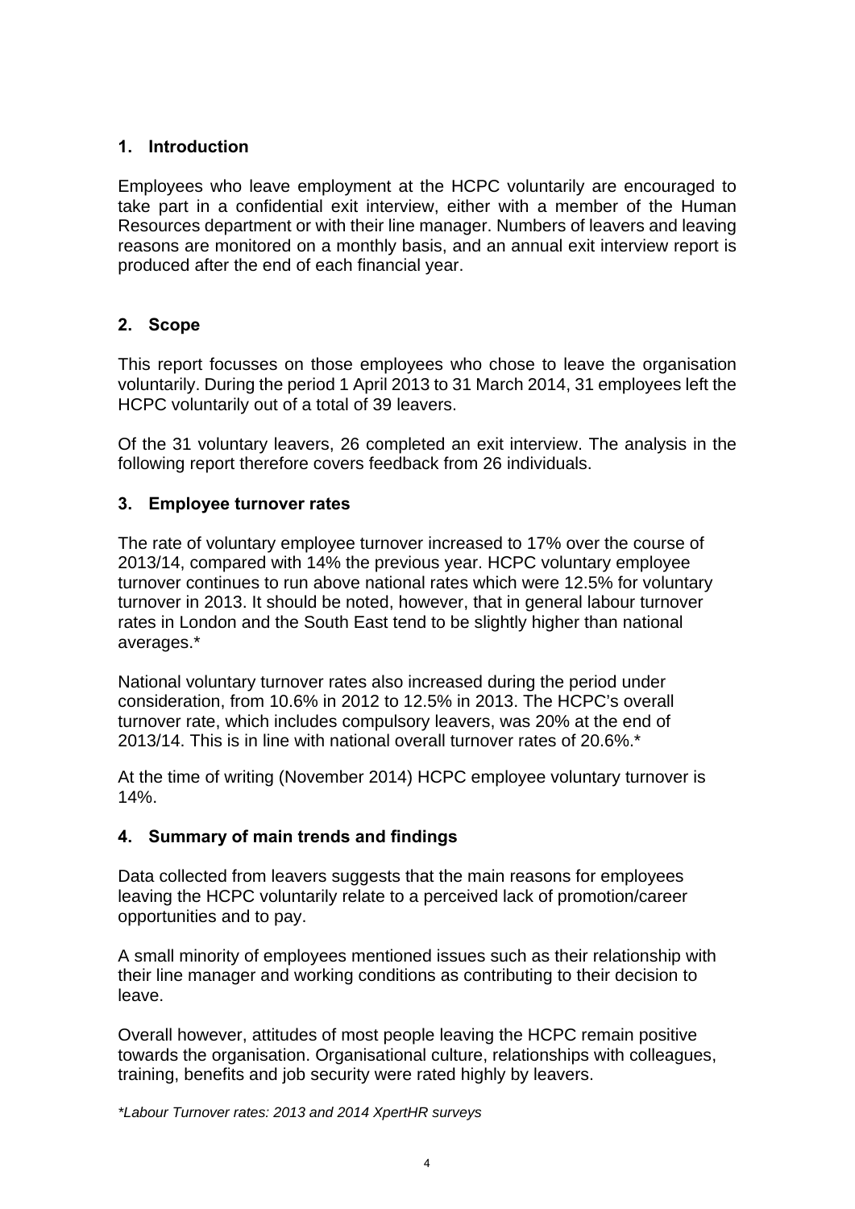## 1. Introduction

Employees who leave employment at the HCPC voluntarily are encouraged to take part in a confidential exit interview, either with a member of the Human Resources department or with their line manager. Numbers of leavers and leaving reasons are monitored on a monthly basis, and an annual exit interview report is produced after the end of each financial year.

## 2. Scope

This report focusses on those employees who chose to leave the organisation voluntarily. During the period 1 April 2013 to 31 March 2014, 31 employees left the HCPC voluntarily out of a total of 39 leavers.

Of the 31 voluntary leavers, 26 completed an exit interview. The analysis in the following report therefore covers feedback from 26 individuals.

## 3. Employee turnover rates

The rate of voluntary employee turnover increased to 17% over the course of 2013/14, compared with 14% the previous year. HCPC voluntary employee turnover continues to run above national rates which were 12.5% for voluntary turnover in 2013. It should be noted, however, that in general labour turnover rates in London and the South East tend to be slightly higher than national averages.*

National voluntary turnover rates also increased during the period under consideration, from 10.6% in 2012 to 12.5% in 2013. The HCPC's overall turnover rate, which includes compulsory leavers, was 20% at the end of 2013/14. This is in line with national overall turnover rates of 20.6%.*

At the time of writing (November 2014) HCPC employee voluntary turnover is 14%.

## 4. Summary of main trends and findings

Data collected from leavers suggests that the main reasons for employees leaving the HCPC voluntarily relate to a perceived lack of promotion/career opportunities and to pay.

A small minority of employees mentioned issues such as their relationship with their line manager and working conditions as contributing to their decision to leave.

Overall however, attitudes of most people leaving the HCPC remain positive towards the organisation. Organisational culture, relationships with colleagues, training, benefits and job security were rated highly by leavers.

*\*Labour Turnover rates: 2013 and 2014 XpertHR surveys*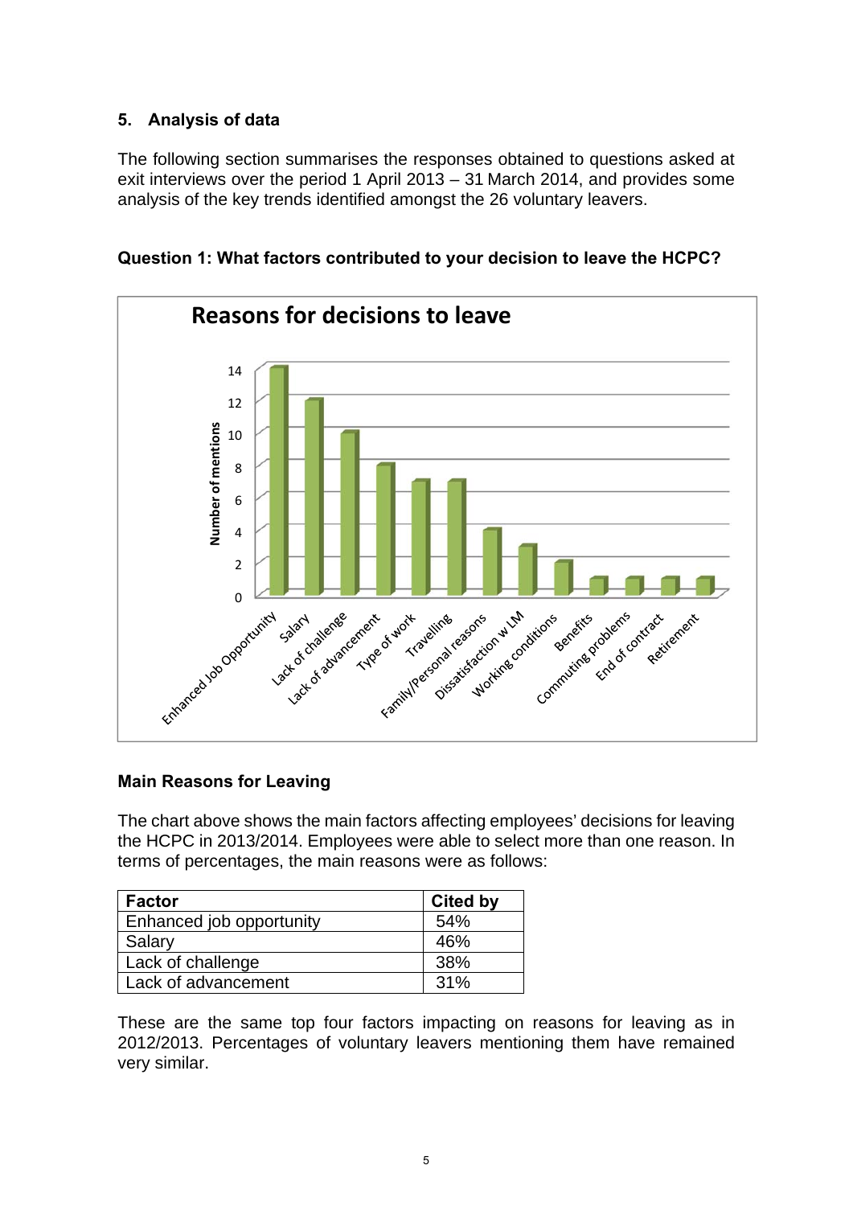## 5. Analysis of data

The following section summarises the responses obtained to questions asked at exit interviews over the period 1 April 2013 – 31 March 2014, and provides some analysis of the key trends identified amongst the 26 voluntary leavers.

**Question 1: What factors contributed to your decision to leave the HCPC?**

**Reasons for decisions to leave**

| Reason | Number of mentions |
|---|---|
| Enhanced Job Opportunity | 14 |
| Salary | 12 |
| Lack of challenge | 10 |
| Lack of advancement | 8 |
| Type of work | 7 |
| Travelling | 7 |
| Family/Personal reasons | 4 |
| Dissatisfaction w LM | 3 |
| Working conditions | 2 |
| Benefits | 1 |
| Commuting problems | 1 |
| End of contract | 1 |
| Retirement | 1 |

### Main Reasons for Leaving

The chart above shows the main factors affecting employees' decisions for leaving the HCPC in 2013/2014. Employees were able to select more than one reason. In terms of percentages, the main reasons were as follows:

| Factor | Cited by |
|---|---|
| Enhanced job opportunity | 54% |
| Salary | 46% |
| Lack of challenge | 38% |
| Lack of advancement | 31% |

These are the same top four factors impacting on reasons for leaving as in 2012/2013. Percentages of voluntary leavers mentioning them have remained very similar.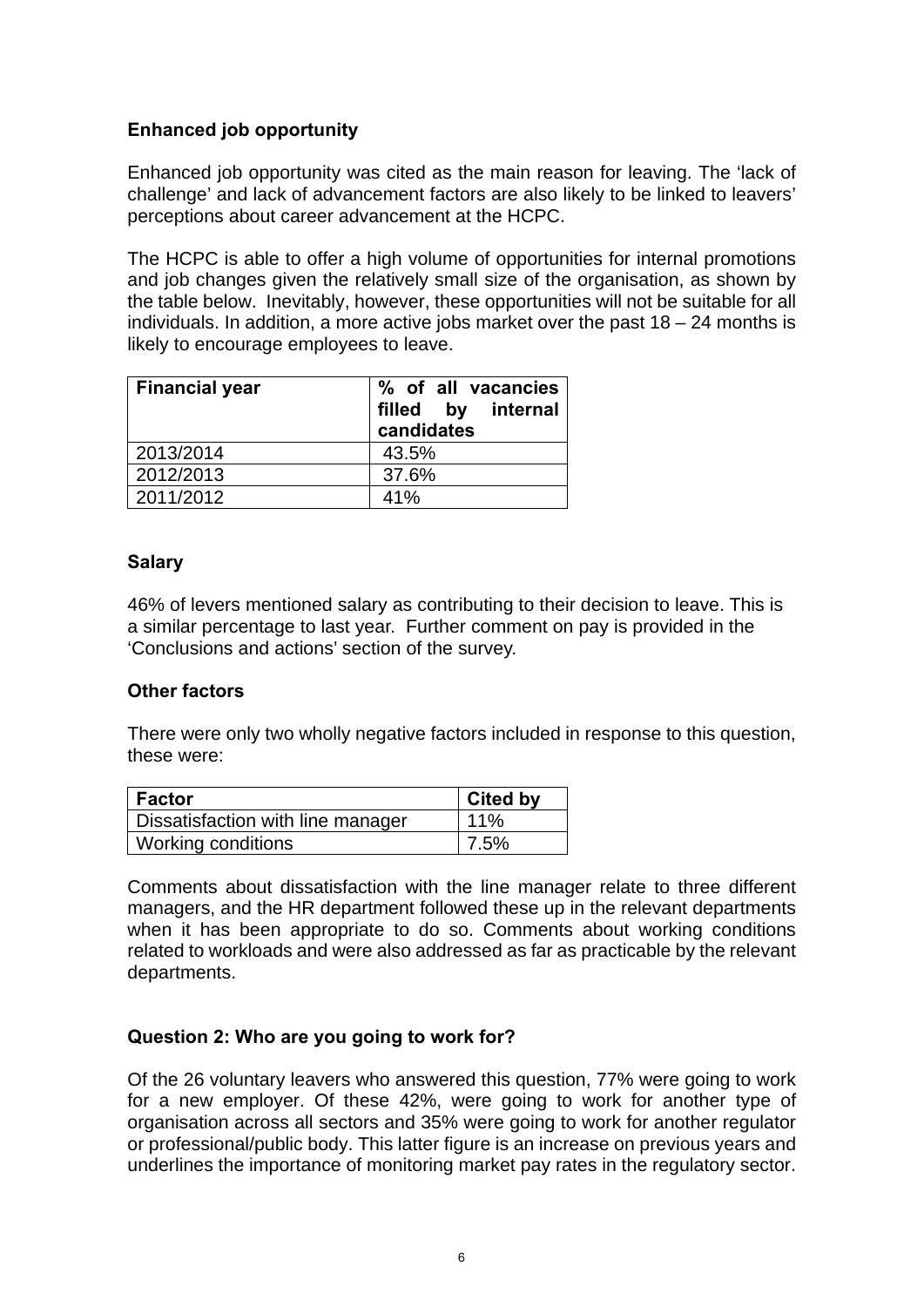### Enhanced job opportunity

Enhanced job opportunity was cited as the main reason for leaving. The 'lack of challenge' and lack of advancement factors are also likely to be linked to leavers' perceptions about career advancement at the HCPC.

The HCPC is able to offer a high volume of opportunities for internal promotions and job changes given the relatively small size of the organisation, as shown by the table below. Inevitably, however, these opportunities will not be suitable for all individuals. In addition, a more active jobs market over the past 18 – 24 months is likely to encourage employees to leave.

| Financial year | % of all vacancies filled by internal candidates |
|---|---|
| 2013/2014 | 43.5% |
| 2012/2013 | 37.6% |
| 2011/2012 | 41% |

### Salary

46% of levers mentioned salary as contributing to their decision to leave. This is a similar percentage to last year. Further comment on pay is provided in the 'Conclusions and actions' section of the survey.

### Other factors

There were only two wholly negative factors included in response to this question, these were:

| Factor | Cited by |
|---|---|
| Dissatisfaction with line manager | 11% |
| Working conditions | 7.5% |

Comments about dissatisfaction with the line manager relate to three different managers, and the HR department followed these up in the relevant departments when it has been appropriate to do so. Comments about working conditions related to workloads and were also addressed as far as practicable by the relevant departments.

### Question 2: Who are you going to work for?

Of the 26 voluntary leavers who answered this question, 77% were going to work for a new employer. Of these 42%, were going to work for another type of organisation across all sectors and 35% were going to work for another regulator or professional/public body. This latter figure is an increase on previous years and underlines the importance of monitoring market pay rates in the regulatory sector.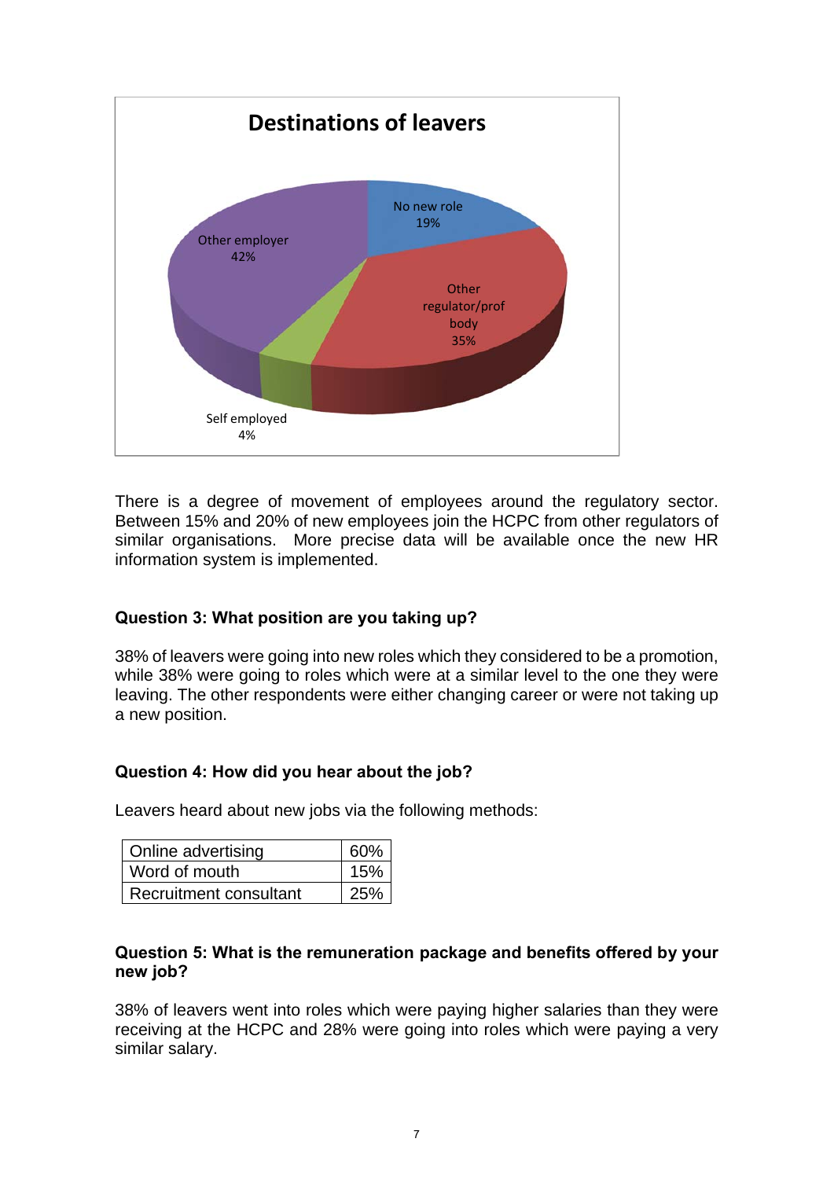**Destinations of leavers**

- No new role 19%
- Other regulator/prof body 35%
- Self employed 4%
- Other employer 42%

There is a degree of movement of employees around the regulatory sector. Between 15% and 20% of new employees join the HCPC from other regulators of similar organisations. More precise data will be available once the new HR information system is implemented.

### Question 3: What position are you taking up?

38% of leavers were going into new roles which they considered to be a promotion, while 38% were going to roles which were at a similar level to the one they were leaving. The other respondents were either changing career or were not taking up a new position.

### Question 4: How did you hear about the job?

Leavers heard about new jobs via the following methods:

| Method | % |
|---|---|
| Online advertising | 60% |
| Word of mouth | 15% |
| Recruitment consultant | 25% |

### Question 5: What is the remuneration package and benefits offered by your new job?

38% of leavers went into roles which were paying higher salaries than they were receiving at the HCPC and 28% were going into roles which were paying a very similar salary.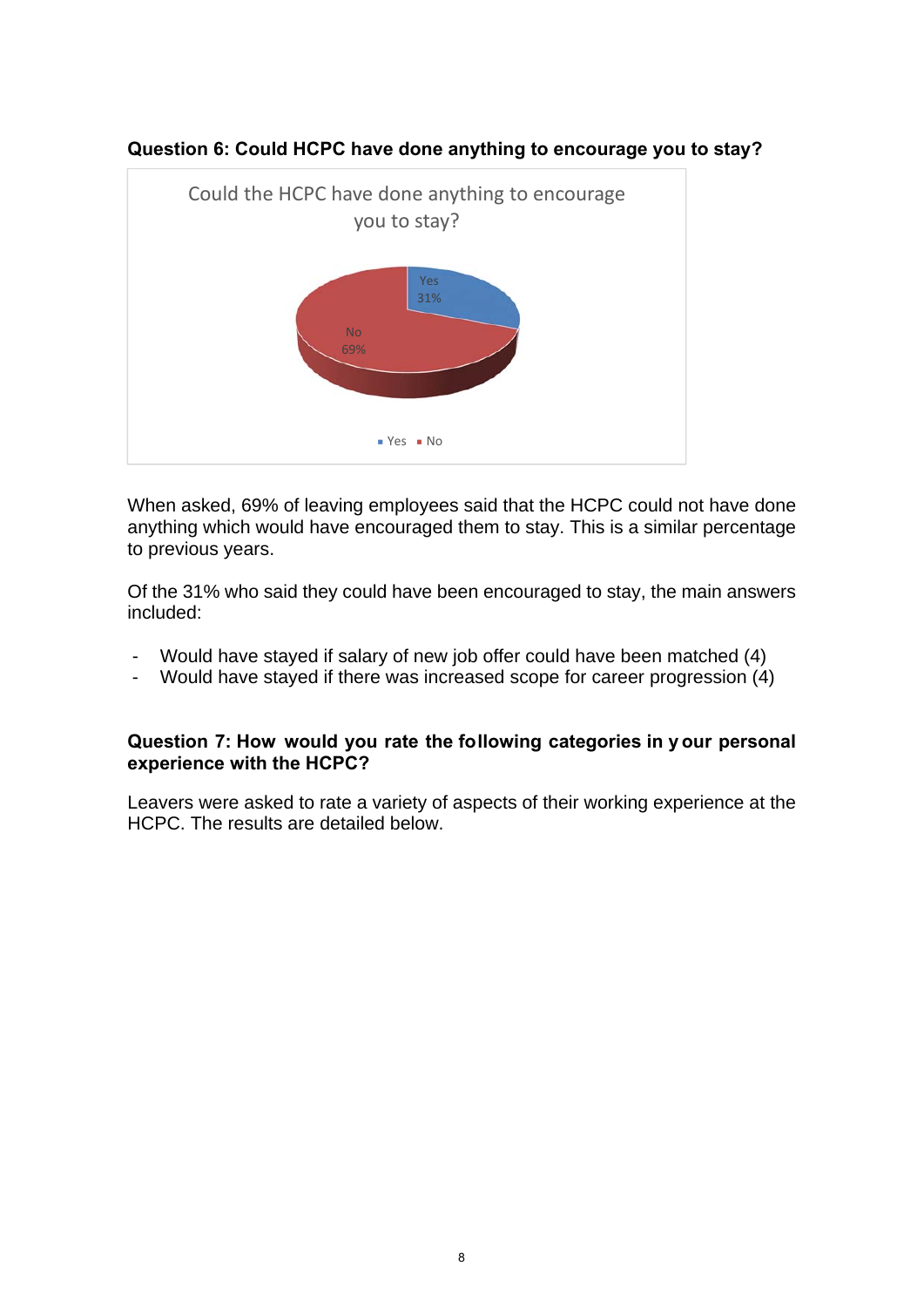**Question 6: Could HCPC have done anything to encourage you to stay?**

When asked, 69% of leaving employees said that the HCPC could not have done anything which would have encouraged them to stay. This is a similar percentage to previous years.

Of the 31% who said they could have been encouraged to stay, the main answers included:

- Would have stayed if salary of new job offer could have been matched (4)
- Would have stayed if there was increased scope for career progression (4)

**Question 7: How would you rate the following categories in your personal experience with the HCPC?**

Leavers were asked to rate a variety of aspects of their working experience at the HCPC. The results are detailed below.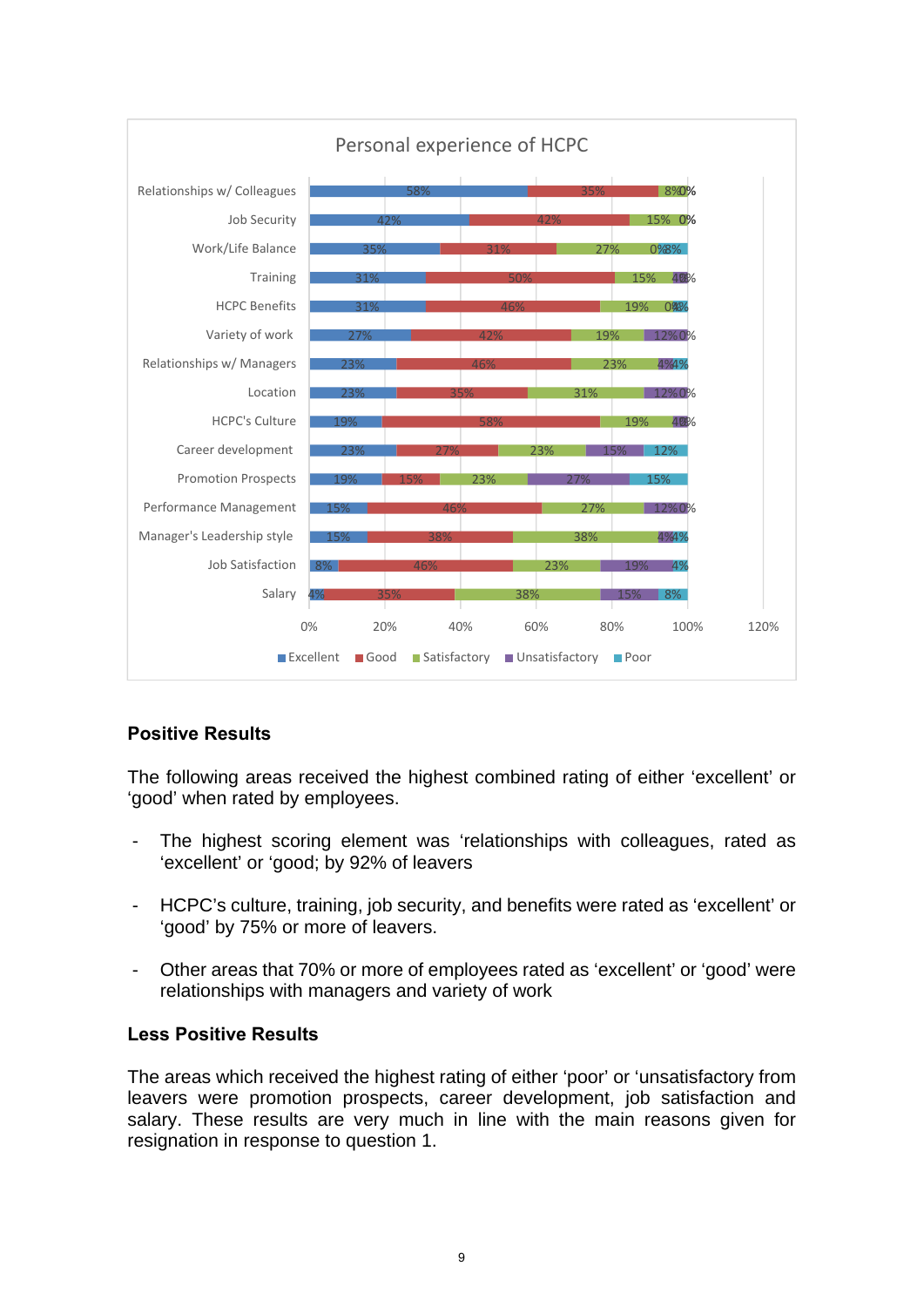**Personal experience of HCPC**

| | Excellent | Good | Satisfactory | Unsatisfactory | Poor |
|---|---|---|---|---|---|
| Relationships w/ Colleagues | 58% | 35% | 8% | 0% | 0% |
| Job Security | 42% | 42% | 15% | 0% | |
| Work/Life Balance | 35% | 31% | 27% | 0% | 8% |
| Training | 31% | 50% | 15% | 4% | 0% |
| HCPC Benefits | 31% | 46% | 19% | 0% | 4% |
| Variety of work | 27% | 42% | 19% | 12% | 0% |
| Relationships w/ Managers | 23% | 46% | 23% | 4% | 4% |
| Location | 23% | 35% | 31% | 12% | 0% |
| HCPC's Culture | 19% | 58% | 19% | 4% | 0% |
| Career development | 23% | 27% | 23% | 15% | 12% |
| Promotion Prospects | 19% | 15% | 23% | 27% | 15% |
| Performance Management | 15% | 46% | 27% | 12% | 0% |
| Manager's Leadership style | 15% | 38% | 38% | 4% | 4% |
| Job Satisfaction | 8% | 46% | 23% | 19% | 4% |
| Salary | 4% | 35% | 38% | 15% | 8% |

## Positive Results

The following areas received the highest combined rating of either 'excellent' or 'good' when rated by employees.

- The highest scoring element was 'relationships with colleagues, rated as 'excellent' or 'good; by 92% of leavers
- HCPC's culture, training, job security, and benefits were rated as 'excellent' or 'good' by 75% or more of leavers.
- Other areas that 70% or more of employees rated as 'excellent' or 'good' were relationships with managers and variety of work

## Less Positive Results

The areas which received the highest rating of either 'poor' or 'unsatisfactory from leavers were promotion prospects, career development, job satisfaction and salary. These results are very much in line with the main reasons given for resignation in response to question 1.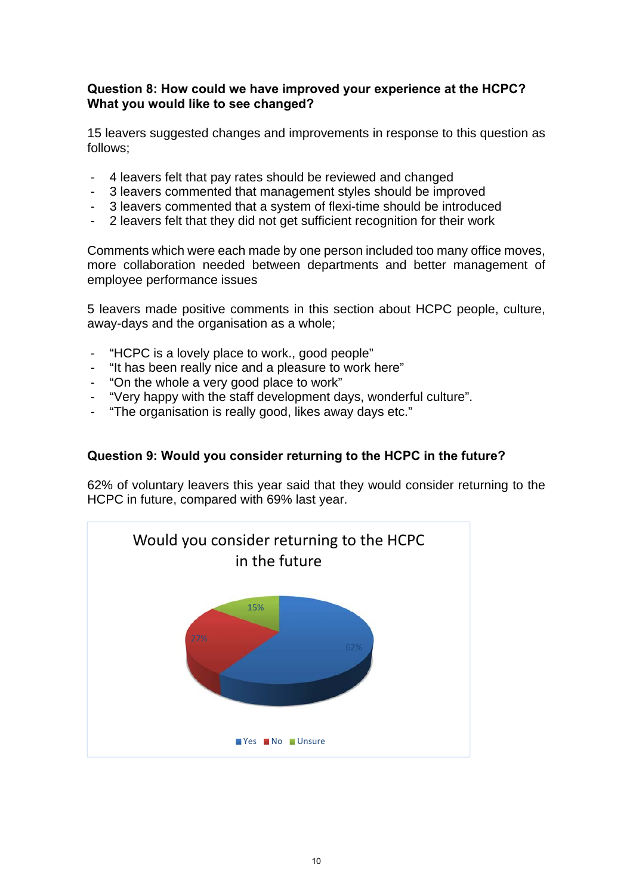**Question 8: How could we have improved your experience at the HCPC? What you would like to see changed?**

15 leavers suggested changes and improvements in response to this question as follows;

- 4 leavers felt that pay rates should be reviewed and changed
- 3 leavers commented that management styles should be improved
- 3 leavers commented that a system of flexi-time should be introduced
- 2 leavers felt that they did not get sufficient recognition for their work

Comments which were each made by one person included too many office moves, more collaboration needed between departments and better management of employee performance issues

5 leavers made positive comments in this section about HCPC people, culture, away-days and the organisation as a whole;

- "HCPC is a lovely place to work., good people"
- "It has been really nice and a pleasure to work here"
- "On the whole a very good place to work"
- "Very happy with the staff development days, wonderful culture".
- "The organisation is really good, likes away days etc."

**Question 9: Would you consider returning to the HCPC in the future?**

62% of voluntary leavers this year said that they would consider returning to the HCPC in future, compared with 69% last year.

Would you consider returning to the HCPC in the future

| Response | Percentage |
|---|---|
| Yes | 62% |
| No | 27% |
| Unsure | 15% |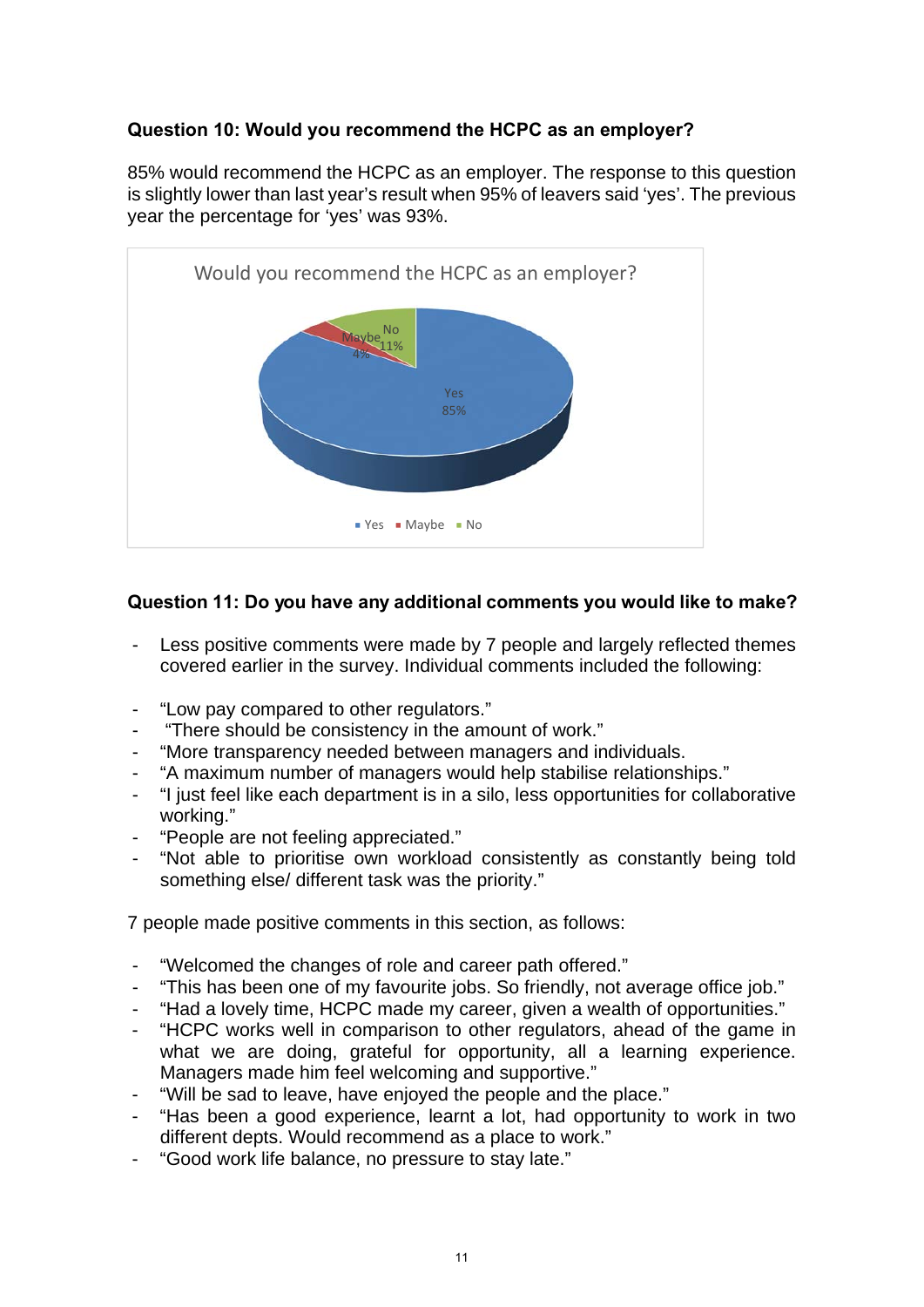**Question 10: Would you recommend the HCPC as an employer?**

85% would recommend the HCPC as an employer. The response to this question is slightly lower than last year's result when 95% of leavers said 'yes'. The previous year the percentage for 'yes' was 93%.

**Question 11: Do you have any additional comments you would like to make?**

- Less positive comments were made by 7 people and largely reflected themes covered earlier in the survey. Individual comments included the following:

- "Low pay compared to other regulators."
- "There should be consistency in the amount of work."
- "More transparency needed between managers and individuals.
- "A maximum number of managers would help stabilise relationships."
- "I just feel like each department is in a silo, less opportunities for collaborative working."
- "People are not feeling appreciated."
- "Not able to prioritise own workload consistently as constantly being told something else/ different task was the priority."

7 people made positive comments in this section, as follows:

- "Welcomed the changes of role and career path offered."
- "This has been one of my favourite jobs. So friendly, not average office job."
- "Had a lovely time, HCPC made my career, given a wealth of opportunities."
- "HCPC works well in comparison to other regulators, ahead of the game in what we are doing, grateful for opportunity, all a learning experience. Managers made him feel welcoming and supportive."
- "Will be sad to leave, have enjoyed the people and the place."
- "Has been a good experience, learnt a lot, had opportunity to work in two different depts. Would recommend as a place to work."
- "Good work life balance, no pressure to stay late."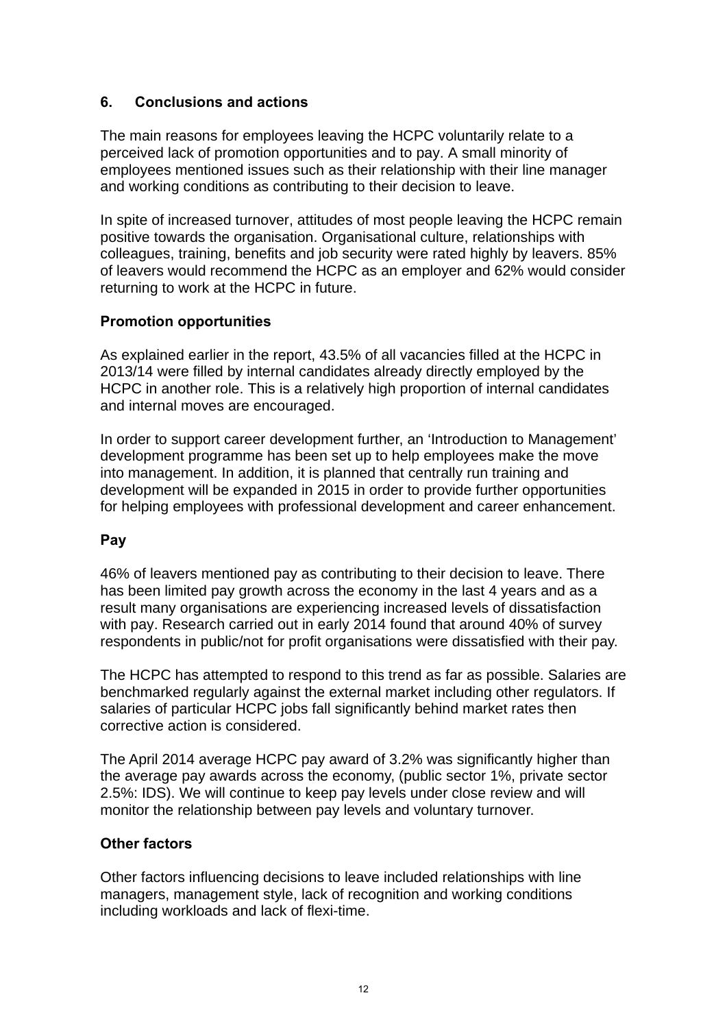## 6. Conclusions and actions

The main reasons for employees leaving the HCPC voluntarily relate to a perceived lack of promotion opportunities and to pay. A small minority of employees mentioned issues such as their relationship with their line manager and working conditions as contributing to their decision to leave.

In spite of increased turnover, attitudes of most people leaving the HCPC remain positive towards the organisation. Organisational culture, relationships with colleagues, training, benefits and job security were rated highly by leavers. 85% of leavers would recommend the HCPC as an employer and 62% would consider returning to work at the HCPC in future.

### Promotion opportunities

As explained earlier in the report, 43.5% of all vacancies filled at the HCPC in 2013/14 were filled by internal candidates already directly employed by the HCPC in another role. This is a relatively high proportion of internal candidates and internal moves are encouraged.

In order to support career development further, an 'Introduction to Management' development programme has been set up to help employees make the move into management. In addition, it is planned that centrally run training and development will be expanded in 2015 in order to provide further opportunities for helping employees with professional development and career enhancement.

### Pay

46% of leavers mentioned pay as contributing to their decision to leave. There has been limited pay growth across the economy in the last 4 years and as a result many organisations are experiencing increased levels of dissatisfaction with pay. Research carried out in early 2014 found that around 40% of survey respondents in public/not for profit organisations were dissatisfied with their pay.

The HCPC has attempted to respond to this trend as far as possible. Salaries are benchmarked regularly against the external market including other regulators. If salaries of particular HCPC jobs fall significantly behind market rates then corrective action is considered.

The April 2014 average HCPC pay award of 3.2% was significantly higher than the average pay awards across the economy, (public sector 1%, private sector 2.5%: IDS). We will continue to keep pay levels under close review and will monitor the relationship between pay levels and voluntary turnover.

### Other factors

Other factors influencing decisions to leave included relationships with line managers, management style, lack of recognition and working conditions including workloads and lack of flexi-time.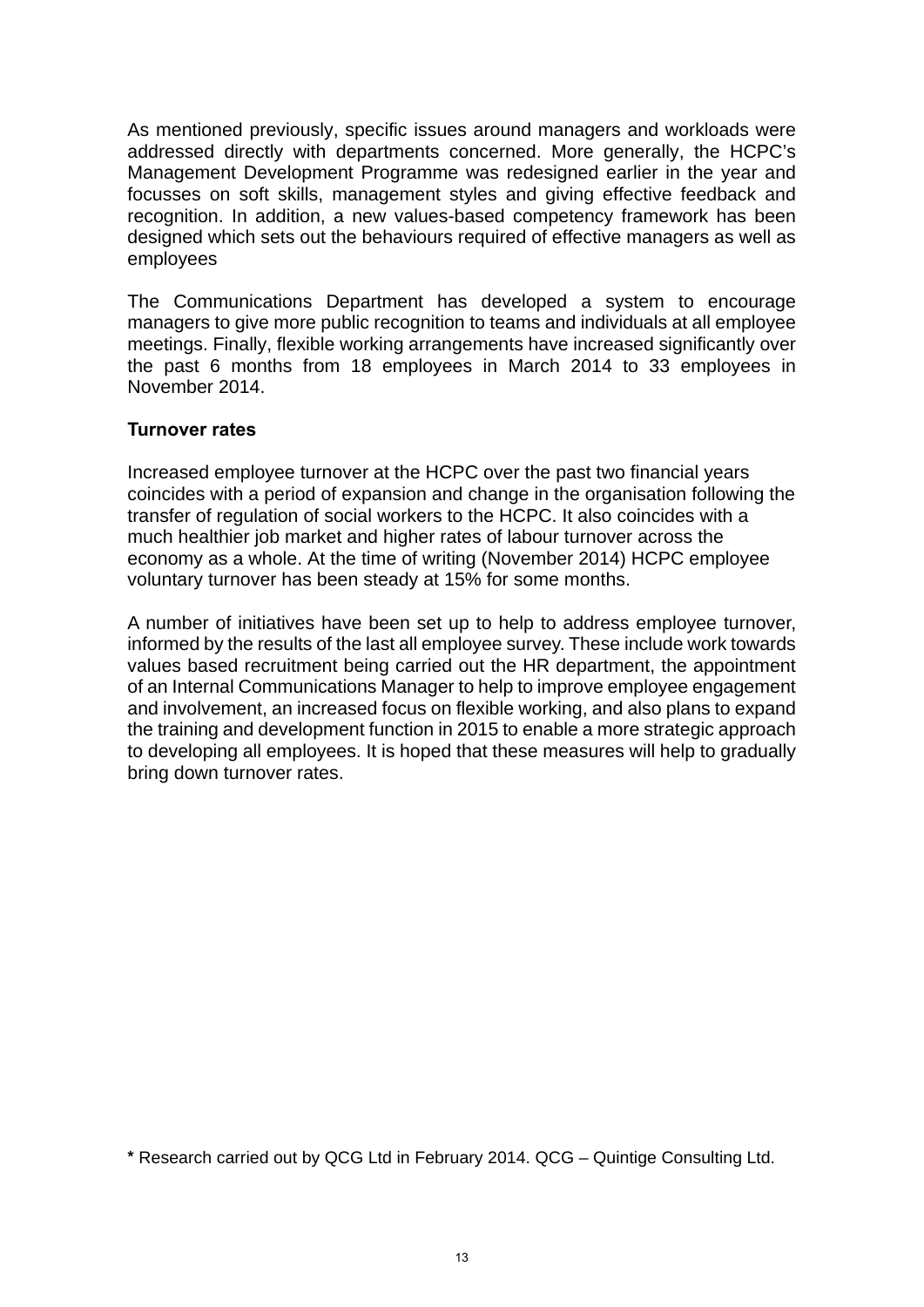As mentioned previously, specific issues around managers and workloads were addressed directly with departments concerned. More generally, the HCPC's Management Development Programme was redesigned earlier in the year and focusses on soft skills, management styles and giving effective feedback and recognition. In addition, a new values-based competency framework has been designed which sets out the behaviours required of effective managers as well as employees

The Communications Department has developed a system to encourage managers to give more public recognition to teams and individuals at all employee meetings. Finally, flexible working arrangements have increased significantly over the past 6 months from 18 employees in March 2014 to 33 employees in November 2014.

### Turnover rates

Increased employee turnover at the HCPC over the past two financial years coincides with a period of expansion and change in the organisation following the transfer of regulation of social workers to the HCPC. It also coincides with a much healthier job market and higher rates of labour turnover across the economy as a whole. At the time of writing (November 2014) HCPC employee voluntary turnover has been steady at 15% for some months.

A number of initiatives have been set up to help to address employee turnover, informed by the results of the last all employee survey. These include work towards values based recruitment being carried out the HR department, the appointment of an Internal Communications Manager to help to improve employee engagement and involvement, an increased focus on flexible working, and also plans to expand the training and development function in 2015 to enable a more strategic approach to developing all employees. It is hoped that these measures will help to gradually bring down turnover rates.

**\*** Research carried out by QCG Ltd in February 2014. QCG – Quintige Consulting Ltd.